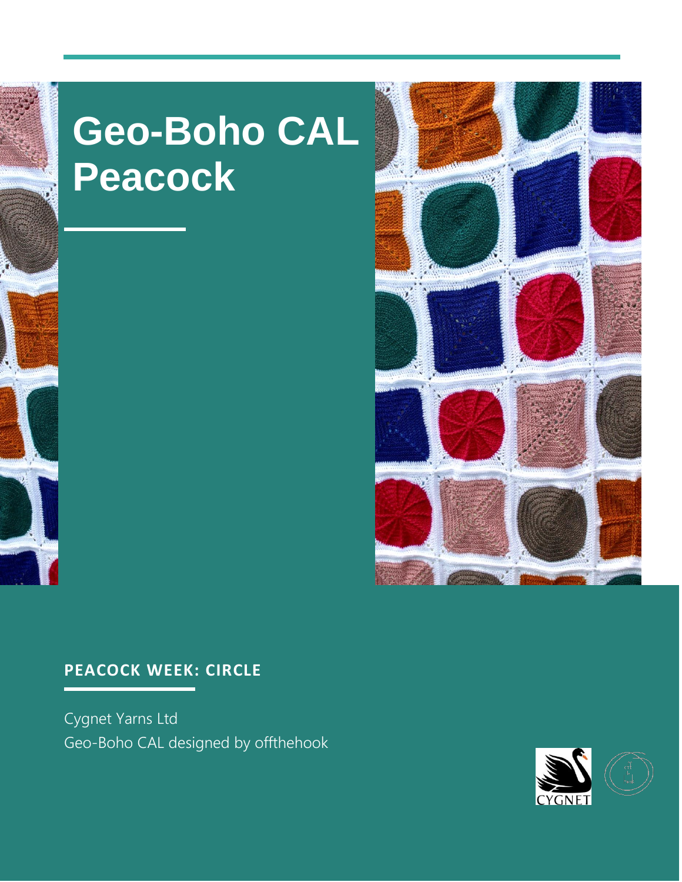# Geo-Boho CAL Peacock

## PEACOCK WEEK: CIRCLE

Cygnet Yarns Ltd
Geo-Boho CAL designed by offthehook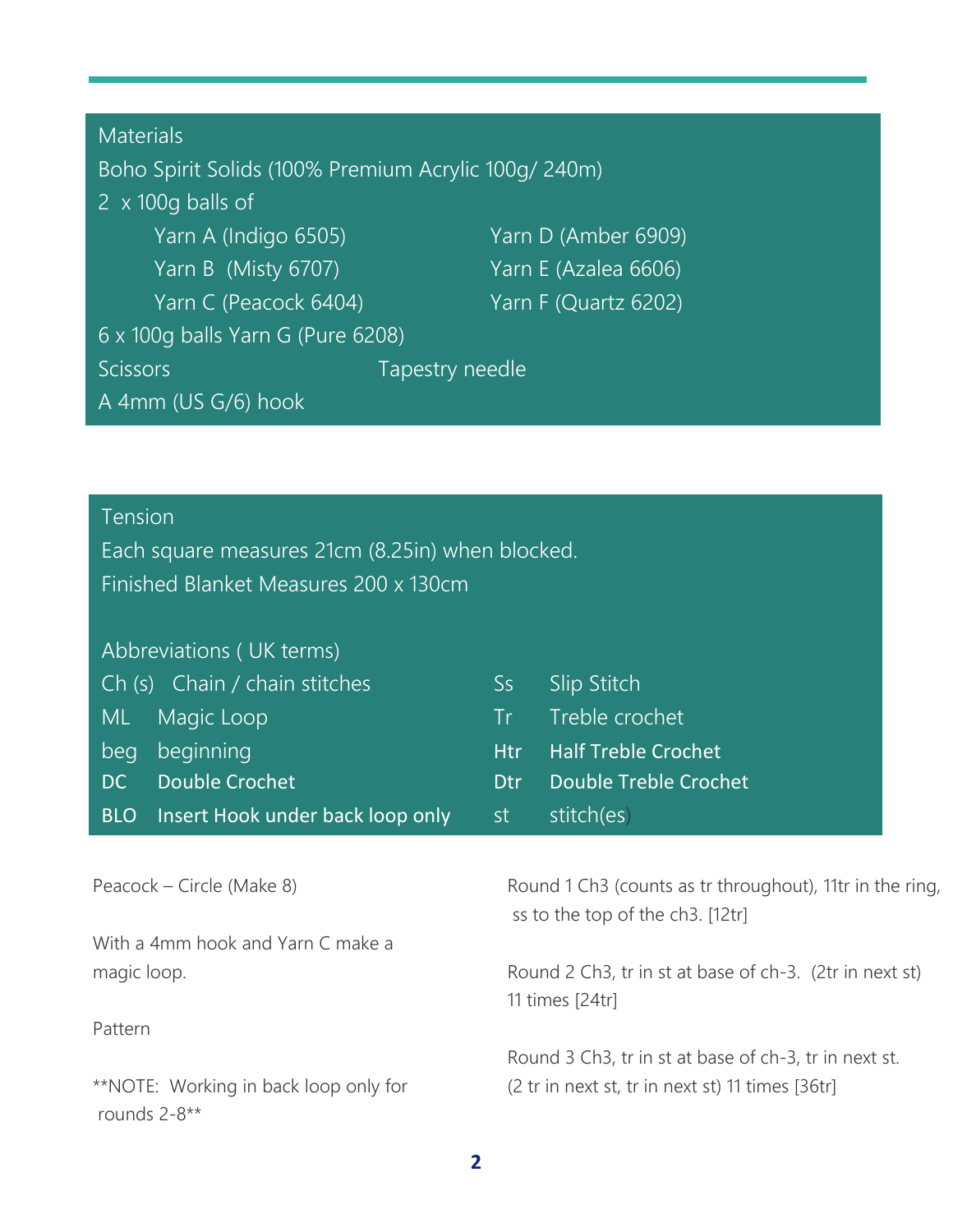## Materials

Boho Spirit Solids (100% Premium Acrylic 100g/ 240m)

2 x 100g balls of

| | |
|---|---|
| Yarn A (Indigo 6505) | Yarn D (Amber 6909) |
| Yarn B (Misty 6707) | Yarn E (Azalea 6606) |
| Yarn C (Peacock 6404) | Yarn F (Quartz 6202) |

6 x 100g balls Yarn G (Pure 6208)

Scissors

Tapestry needle

A 4mm (US G/6) hook

## Tension

Each square measures 21cm (8.25in) when blocked.

Finished Blanket Measures 200 x 130cm

## Abbreviations ( UK terms)

| | | | |
|---|---|---|---|
| Ch (s) | Chain / chain stitches | Ss | Slip Stitch |
| ML | Magic Loop | Tr | Treble crochet |
| beg | beginning | **Htr** | **Half Treble Crochet** |
| **DC** | **Double Crochet** | **Dtr** | **Double Treble Crochet** |
| **BLO** | **Insert Hook under back loop only** | st | stitch(es) |

Peacock – Circle (Make 8)

With a 4mm hook and Yarn C make a magic loop.

Pattern

**NOTE: Working in back loop only for rounds 2-8**

Round 1 Ch3 (counts as tr throughout), 11tr in the ring, ss to the top of the ch3. [12tr]

Round 2 Ch3, tr in st at base of ch-3. (2tr in next st) 11 times [24tr]

Round 3 Ch3, tr in st at base of ch-3, tr in next st. (2 tr in next st, tr in next st) 11 times [36tr]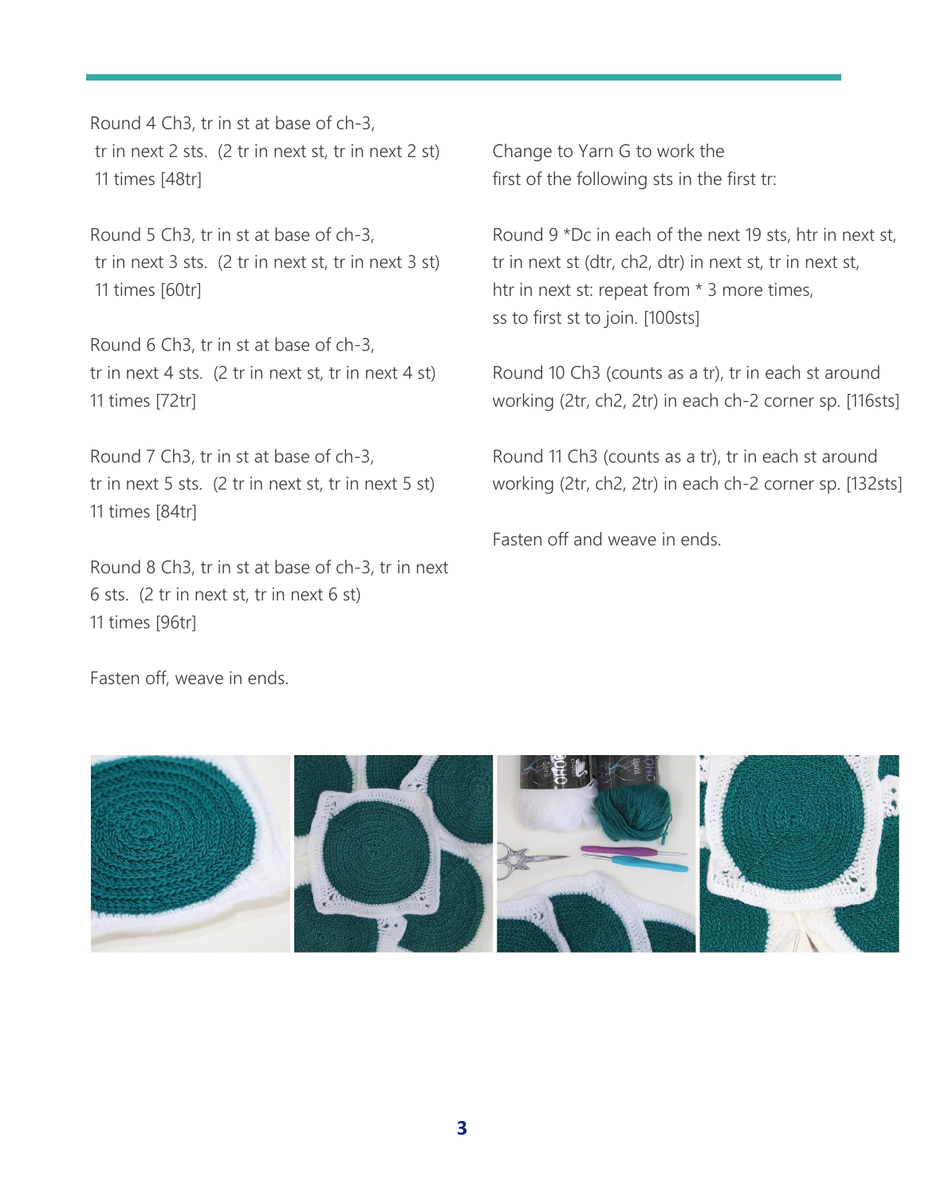Round 4 Ch3, tr in st at base of ch-3, tr in next 2 sts. (2 tr in next st, tr in next 2 st) 11 times [48tr]

Round 5 Ch3, tr in st at base of ch-3, tr in next 3 sts. (2 tr in next st, tr in next 3 st) 11 times [60tr]

Round 6 Ch3, tr in st at base of ch-3, tr in next 4 sts. (2 tr in next st, tr in next 4 st) 11 times [72tr]

Round 7 Ch3, tr in st at base of ch-3, tr in next 5 sts. (2 tr in next st, tr in next 5 st) 11 times [84tr]

Round 8 Ch3, tr in st at base of ch-3, tr in next 6 sts. (2 tr in next st, tr in next 6 st) 11 times [96tr]

Fasten off, weave in ends.

Change to Yarn G to work the first of the following sts in the first tr:

Round 9 *Dc in each of the next 19 sts, htr in next st, tr in next st (dtr, ch2, dtr) in next st, tr in next st, htr in next st: repeat from * 3 more times, ss to first st to join. [100sts]

Round 10 Ch3 (counts as a tr), tr in each st around working (2tr, ch2, 2tr) in each ch-2 corner sp. [116sts]

Round 11 Ch3 (counts as a tr), tr in each st around working (2tr, ch2, 2tr) in each ch-2 corner sp. [132sts]

Fasten off and weave in ends.